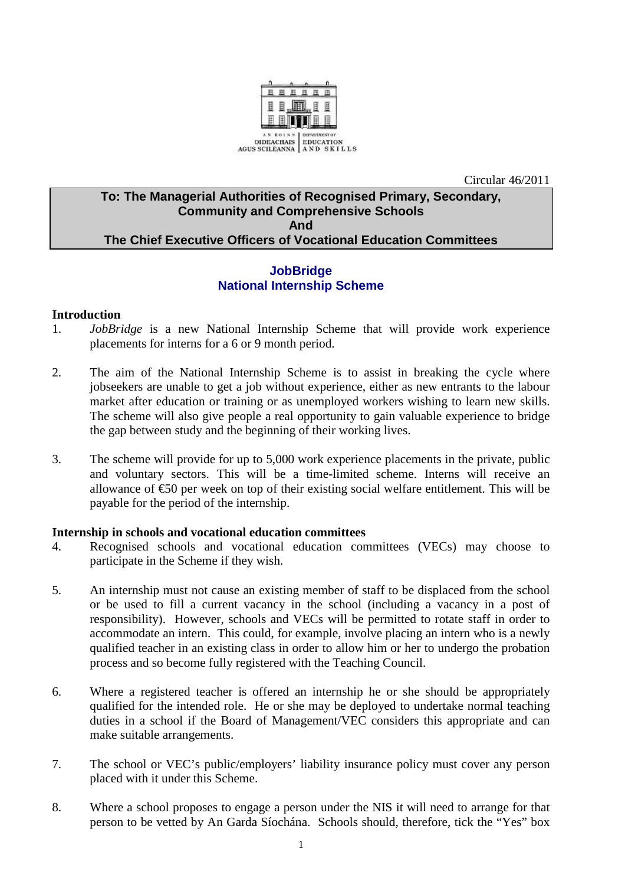Circular 46/2011

**To: The Managerial Authorities of Recognised Primary, Secondary, Community and Comprehensive Schools**
**And**
**The Chief Executive Officers of Vocational Education Committees**

# JobBridge
# National Internship Scheme

## Introduction

1. *JobBridge* is a new National Internship Scheme that will provide work experience placements for interns for a 6 or 9 month period.

2. The aim of the National Internship Scheme is to assist in breaking the cycle where jobseekers are unable to get a job without experience, either as new entrants to the labour market after education or training or as unemployed workers wishing to learn new skills. The scheme will also give people a real opportunity to gain valuable experience to bridge the gap between study and the beginning of their working lives.

3. The scheme will provide for up to 5,000 work experience placements in the private, public and voluntary sectors. This will be a time-limited scheme. Interns will receive an allowance of €50 per week on top of their existing social welfare entitlement. This will be payable for the period of the internship.

## Internship in schools and vocational education committees

4. Recognised schools and vocational education committees (VECs) may choose to participate in the Scheme if they wish.

5. An internship must not cause an existing member of staff to be displaced from the school or be used to fill a current vacancy in the school (including a vacancy in a post of responsibility). However, schools and VECs will be permitted to rotate staff in order to accommodate an intern. This could, for example, involve placing an intern who is a newly qualified teacher in an existing class in order to allow him or her to undergo the probation process and so become fully registered with the Teaching Council.

6. Where a registered teacher is offered an internship he or she should be appropriately qualified for the intended role. He or she may be deployed to undertake normal teaching duties in a school if the Board of Management/VEC considers this appropriate and can make suitable arrangements.

7. The school or VEC's public/employers' liability insurance policy must cover any person placed with it under this Scheme.

8. Where a school proposes to engage a person under the NIS it will need to arrange for that person to be vetted by An Garda Síochána. Schools should, therefore, tick the "Yes" box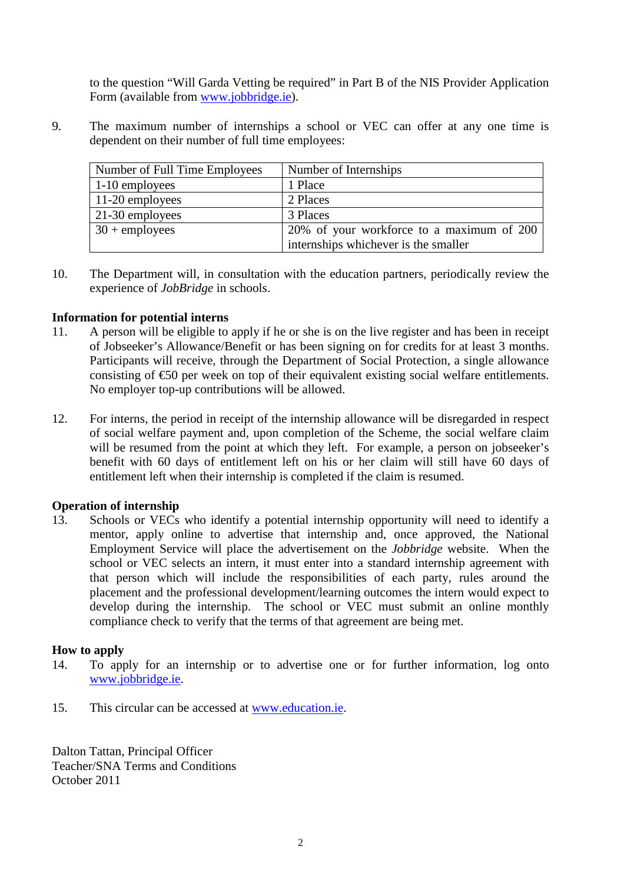to the question “Will Garda Vetting be required” in Part B of the NIS Provider Application Form (available from www.jobbridge.ie).

9. The maximum number of internships a school or VEC can offer at any one time is dependent on their number of full time employees:

| Number of Full Time Employees | Number of Internships |
|---|---|
| 1-10 employees | 1 Place |
| 11-20 employees | 2 Places |
| 21-30 employees | 3 Places |
| 30 + employees | 20% of your workforce to a maximum of 200 internships whichever is the smaller |

10. The Department will, in consultation with the education partners, periodically review the experience of *JobBridge* in schools.

**Information for potential interns**

11. A person will be eligible to apply if he or she is on the live register and has been in receipt of Jobseeker’s Allowance/Benefit or has been signing on for credits for at least 3 months. Participants will receive, through the Department of Social Protection, a single allowance consisting of €50 per week on top of their equivalent existing social welfare entitlements. No employer top-up contributions will be allowed.

12. For interns, the period in receipt of the internship allowance will be disregarded in respect of social welfare payment and, upon completion of the Scheme, the social welfare claim will be resumed from the point at which they left. For example, a person on jobseeker’s benefit with 60 days of entitlement left on his or her claim will still have 60 days of entitlement left when their internship is completed if the claim is resumed.

**Operation of internship**

13. Schools or VECs who identify a potential internship opportunity will need to identify a mentor, apply online to advertise that internship and, once approved, the National Employment Service will place the advertisement on the *Jobbridge* website. When the school or VEC selects an intern, it must enter into a standard internship agreement with that person which will include the responsibilities of each party, rules around the placement and the professional development/learning outcomes the intern would expect to develop during the internship. The school or VEC must submit an online monthly compliance check to verify that the terms of that agreement are being met.

**How to apply**

14. To apply for an internship or to advertise one or for further information, log onto www.jobbridge.ie.

15. This circular can be accessed at www.education.ie.

Dalton Tattan, Principal Officer
Teacher/SNA Terms and Conditions
October 2011